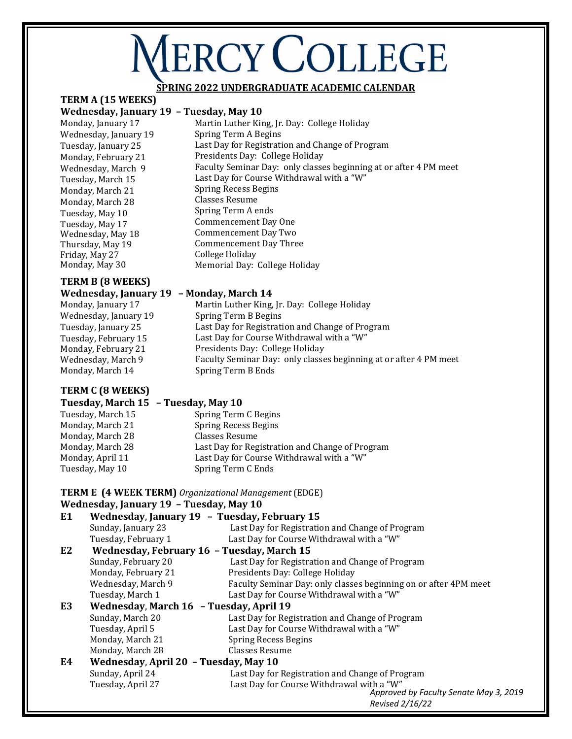# MERCY COLLEGE

## SPRING 2022 UNDERGRADUATE ACADEMIC CALENDAR

### TERM A (15 WEEKS)

**Wednesday, January 19 – Tuesday, May 10**

| | |
|---|---|
| Monday, January 17 | Martin Luther King, Jr. Day: College Holiday |
| Wednesday, January 19 | Spring Term A Begins |
| Tuesday, January 25 | Last Day for Registration and Change of Program |
| Monday, February 21 | Presidents Day: College Holiday |
| Wednesday, March 9 | Faculty Seminar Day: only classes beginning at or after 4 PM meet |
| Tuesday, March 15 | Last Day for Course Withdrawal with a "W" |
| Monday, March 21 | Spring Recess Begins |
| Monday, March 28 | Classes Resume |
| Tuesday, May 10 | Spring Term A ends |
| Tuesday, May 17 | Commencement Day One |
| Wednesday, May 18 | Commencement Day Two |
| Thursday, May 19 | Commencement Day Three |
| Friday, May 27 | College Holiday |
| Monday, May 30 | Memorial Day: College Holiday |

### TERM B (8 WEEKS)

**Wednesday, January 19 – Monday, March 14**

| | |
|---|---|
| Monday, January 17 | Martin Luther King, Jr. Day: College Holiday |
| Wednesday, January 19 | Spring Term B Begins |
| Tuesday, January 25 | Last Day for Registration and Change of Program |
| Tuesday, February 15 | Last Day for Course Withdrawal with a "W" |
| Monday, February 21 | Presidents Day: College Holiday |
| Wednesday, March 9 | Faculty Seminar Day: only classes beginning at or after 4 PM meet |
| Monday, March 14 | Spring Term B Ends |

### TERM C (8 WEEKS)

**Tuesday, March 15 – Tuesday, May 10**

| | |
|---|---|
| Tuesday, March 15 | Spring Term C Begins |
| Monday, March 21 | Spring Recess Begins |
| Monday, March 28 | Classes Resume |
| Monday, March 28 | Last Day for Registration and Change of Program |
| Monday, April 11 | Last Day for Course Withdrawal with a "W" |
| Tuesday, May 10 | Spring Term C Ends |

### TERM E (4 WEEK TERM) *Organizational Management* (EDGE)

**Wednesday, January 19 – Tuesday, May 10**

**E1 Wednesday, January 19 – Tuesday, February 15**

| | |
|---|---|
| Sunday, January 23 | Last Day for Registration and Change of Program |
| Tuesday, February 1 | Last Day for Course Withdrawal with a "W" |

**E2 Wednesday, February 16 – Tuesday, March 15**

| | |
|---|---|
| Sunday, February 20 | Last Day for Registration and Change of Program |
| Monday, February 21 | Presidents Day: College Holiday |
| Wednesday, March 9 | Faculty Seminar Day: only classes beginning on or after 4PM meet |
| Tuesday, March 1 | Last Day for Course Withdrawal with a "W" |

**E3 Wednesday, March 16 – Tuesday, April 19**

| | |
|---|---|
| Sunday, March 20 | Last Day for Registration and Change of Program |
| Tuesday, April 5 | Last Day for Course Withdrawal with a "W" |
| Monday, March 21 | Spring Recess Begins |
| Monday, March 28 | Classes Resume |

**E4 Wednesday, April 20 – Tuesday, May 10**

| | |
|---|---|
| Sunday, April 24 | Last Day for Registration and Change of Program |
| Tuesday, April 27 | Last Day for Course Withdrawal with a "W" |

*Approved by Faculty Senate May 3, 2019*

*Revised 2/16/22*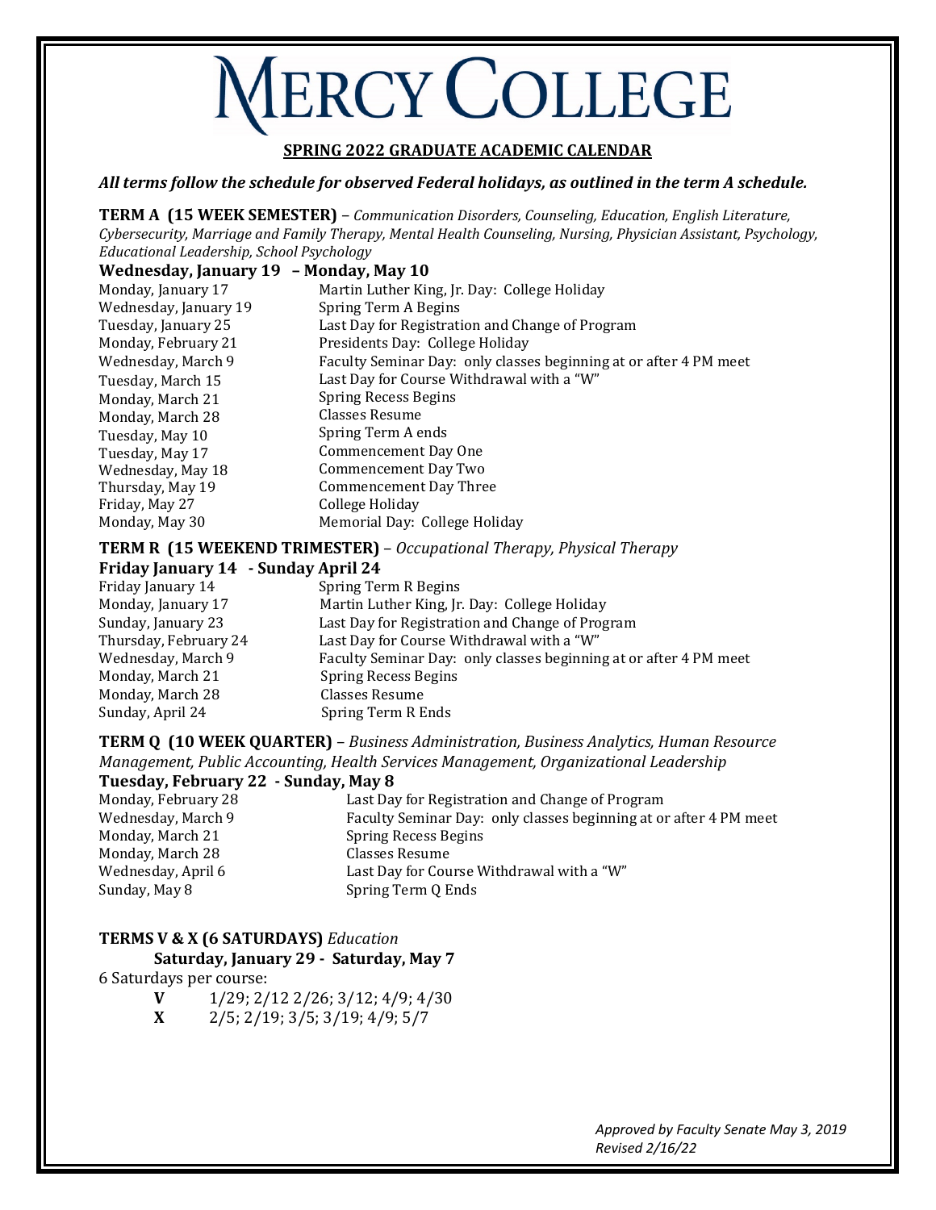# MERCY COLLEGE

## SPRING 2022 GRADUATE ACADEMIC CALENDAR

***All terms follow the schedule for observed Federal holidays, as outlined in the term A schedule.***

**TERM A (15 WEEK SEMESTER)** – *Communication Disorders, Counseling, Education, English Literature, Cybersecurity, Marriage and Family Therapy, Mental Health Counseling, Nursing, Physician Assistant, Psychology, Educational Leadership, School Psychology*

### Wednesday, January 19 – Monday, May 10

| | |
|---|---|
| Monday, January 17 | Martin Luther King, Jr. Day: College Holiday |
| Wednesday, January 19 | Spring Term A Begins |
| Tuesday, January 25 | Last Day for Registration and Change of Program |
| Monday, February 21 | Presidents Day: College Holiday |
| Wednesday, March 9 | Faculty Seminar Day: only classes beginning at or after 4 PM meet |
| Tuesday, March 15 | Last Day for Course Withdrawal with a "W" |
| Monday, March 21 | Spring Recess Begins |
| Monday, March 28 | Classes Resume |
| Tuesday, May 10 | Spring Term A ends |
| Tuesday, May 17 | Commencement Day One |
| Wednesday, May 18 | Commencement Day Two |
| Thursday, May 19 | Commencement Day Three |
| Friday, May 27 | College Holiday |
| Monday, May 30 | Memorial Day: College Holiday |

**TERM R (15 WEEKEND TRIMESTER)** – *Occupational Therapy, Physical Therapy*

### Friday January 14 - Sunday April 24

| | |
|---|---|
| Friday January 14 | Spring Term R Begins |
| Monday, January 17 | Martin Luther King, Jr. Day: College Holiday |
| Sunday, January 23 | Last Day for Registration and Change of Program |
| Thursday, February 24 | Last Day for Course Withdrawal with a "W" |
| Wednesday, March 9 | Faculty Seminar Day: only classes beginning at or after 4 PM meet |
| Monday, March 21 | Spring Recess Begins |
| Monday, March 28 | Classes Resume |
| Sunday, April 24 | Spring Term R Ends |

**TERM Q (10 WEEK QUARTER)** – *Business Administration, Business Analytics, Human Resource Management, Public Accounting, Health Services Management, Organizational Leadership*

### Tuesday, February 22 - Sunday, May 8

| | |
|---|---|
| Monday, February 28 | Last Day for Registration and Change of Program |
| Wednesday, March 9 | Faculty Seminar Day: only classes beginning at or after 4 PM meet |
| Monday, March 21 | Spring Recess Begins |
| Monday, March 28 | Classes Resume |
| Wednesday, April 6 | Last Day for Course Withdrawal with a "W" |
| Sunday, May 8 | Spring Term Q Ends |

**TERMS V & X (6 SATURDAYS)** *Education*

### Saturday, January 29 - Saturday, May 7

6 Saturdays per course:

| | |
|---|---|
| **V** | 1/29; 2/12 2/26; 3/12; 4/9; 4/30 |
| **X** | 2/5; 2/19; 3/5; 3/19; 4/9; 5/7 |

*Approved by Faculty Senate May 3, 2019*
*Revised 2/16/22*